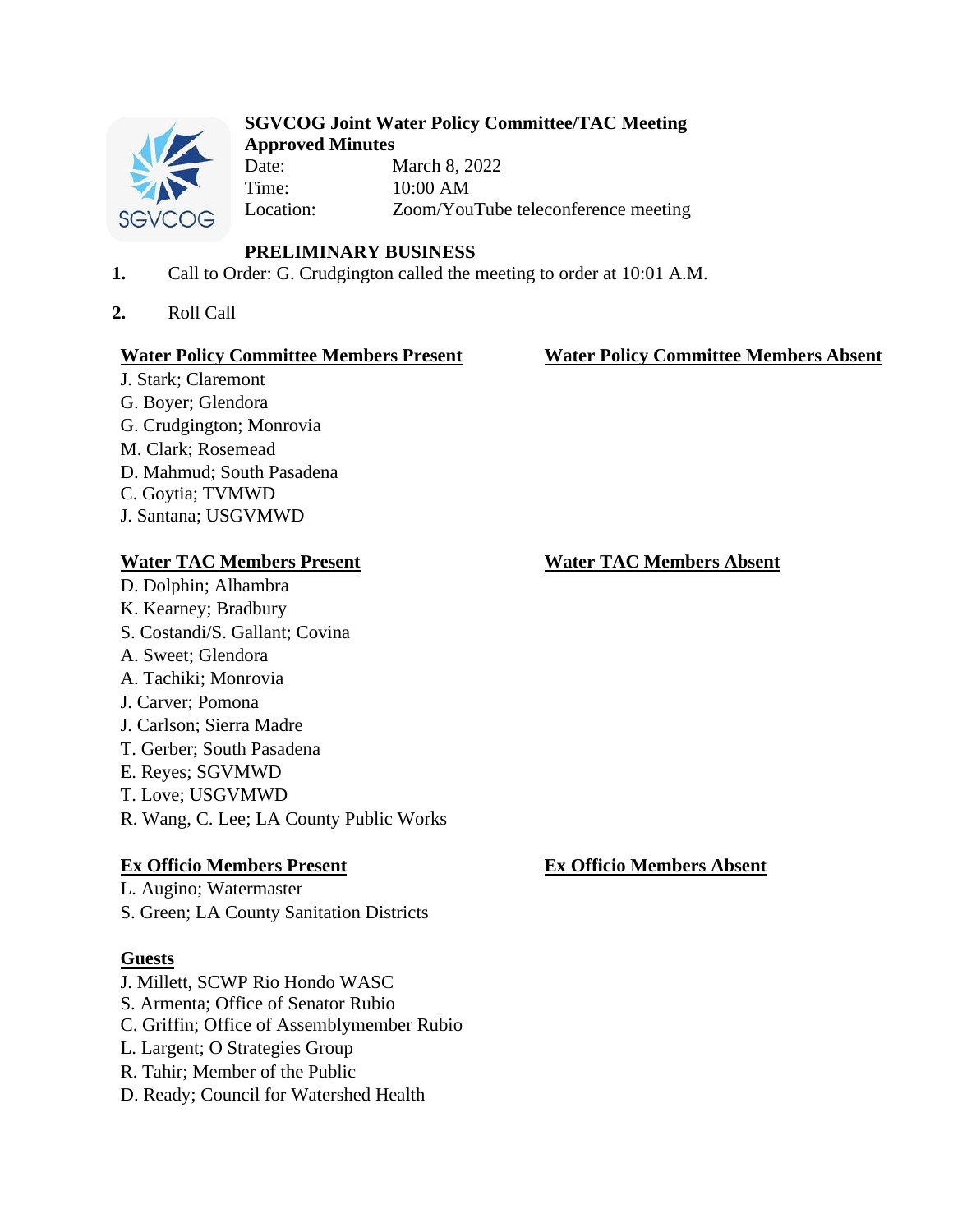# SGVCOG Joint Water Policy Committee/TAC Meeting

**Approved Minutes**

Date: March 8, 2022
Time: 10:00 AM
Location: Zoom/YouTube teleconference meeting

## PRELIMINARY BUSINESS

1. Call to Order: G. Crudgington called the meeting to order at 10:01 A.M.

2. Roll Call

**Water Policy Committee Members Present**

J. Stark; Claremont
G. Boyer; Glendora
G. Crudgington; Monrovia
M. Clark; Rosemead
D. Mahmud; South Pasadena
C. Goytia; TVMWD
J. Santana; USGVMWD

**Water Policy Committee Members Absent**

**Water TAC Members Present**

D. Dolphin; Alhambra
K. Kearney; Bradbury
S. Costandi/S. Gallant; Covina
A. Sweet; Glendora
A. Tachiki; Monrovia
J. Carver; Pomona
J. Carlson; Sierra Madre
T. Gerber; South Pasadena
E. Reyes; SGVMWD
T. Love; USGVMWD
R. Wang, C. Lee; LA County Public Works

**Water TAC Members Absent**

**Ex Officio Members Present**

L. Augino; Watermaster
S. Green; LA County Sanitation Districts

**Ex Officio Members Absent**

**Guests**

J. Millett, SCWP Rio Hondo WASC
S. Armenta; Office of Senator Rubio
C. Griffin; Office of Assemblymember Rubio
L. Largent; O Strategies Group
R. Tahir; Member of the Public
D. Ready; Council for Watershed Health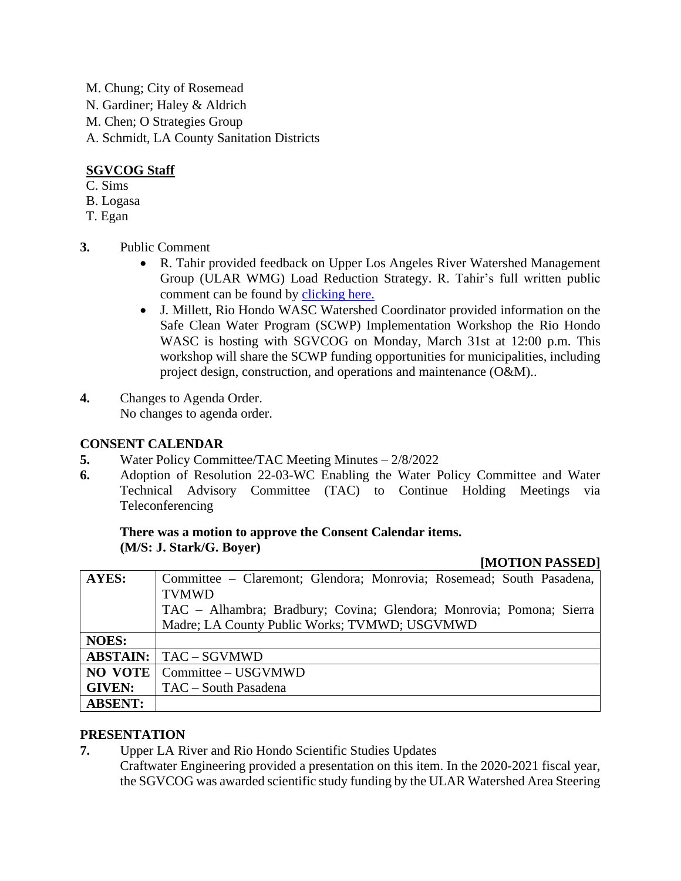M. Chung; City of Rosemead
N. Gardiner; Haley & Aldrich
M. Chen; O Strategies Group
A. Schmidt, LA County Sanitation Districts

**SGVCOG Staff**
C. Sims
B. Logasa
T. Egan

**3.** Public Comment

- R. Tahir provided feedback on Upper Los Angeles River Watershed Management Group (ULAR WMG) Load Reduction Strategy. R. Tahir's full written public comment can be found by clicking here.
- J. Millett, Rio Hondo WASC Watershed Coordinator provided information on the Safe Clean Water Program (SCWP) Implementation Workshop the Rio Hondo WASC is hosting with SGVCOG on Monday, March 31st at 12:00 p.m. This workshop will share the SCWP funding opportunities for municipalities, including project design, construction, and operations and maintenance (O&M)..

**4.** Changes to Agenda Order.
No changes to agenda order.

**CONSENT CALENDAR**

**5.** Water Policy Committee/TAC Meeting Minutes – 2/8/2022

**6.** Adoption of Resolution 22-03-WC Enabling the Water Policy Committee and Water Technical Advisory Committee (TAC) to Continue Holding Meetings via Teleconferencing

**There was a motion to approve the Consent Calendar items.**
**(M/S: J. Stark/G. Boyer)**

**[MOTION PASSED]**

| | |
|---|---|
| **AYES:** | Committee – Claremont; Glendora; Monrovia; Rosemead; South Pasadena, TVMWD<br>TAC – Alhambra; Bradbury; Covina; Glendora; Monrovia; Pomona; Sierra Madre; LA County Public Works; TVMWD; USGVMWD |
| **NOES:** | |
| **ABSTAIN:** | TAC – SGVMWD |
| **NO VOTE GIVEN:** | Committee – USGVMWD<br>TAC – South Pasadena |
| **ABSENT:** | |

**PRESENTATION**

**7.** Upper LA River and Rio Hondo Scientific Studies Updates
Craftwater Engineering provided a presentation on this item. In the 2020-2021 fiscal year, the SGVCOG was awarded scientific study funding by the ULAR Watershed Area Steering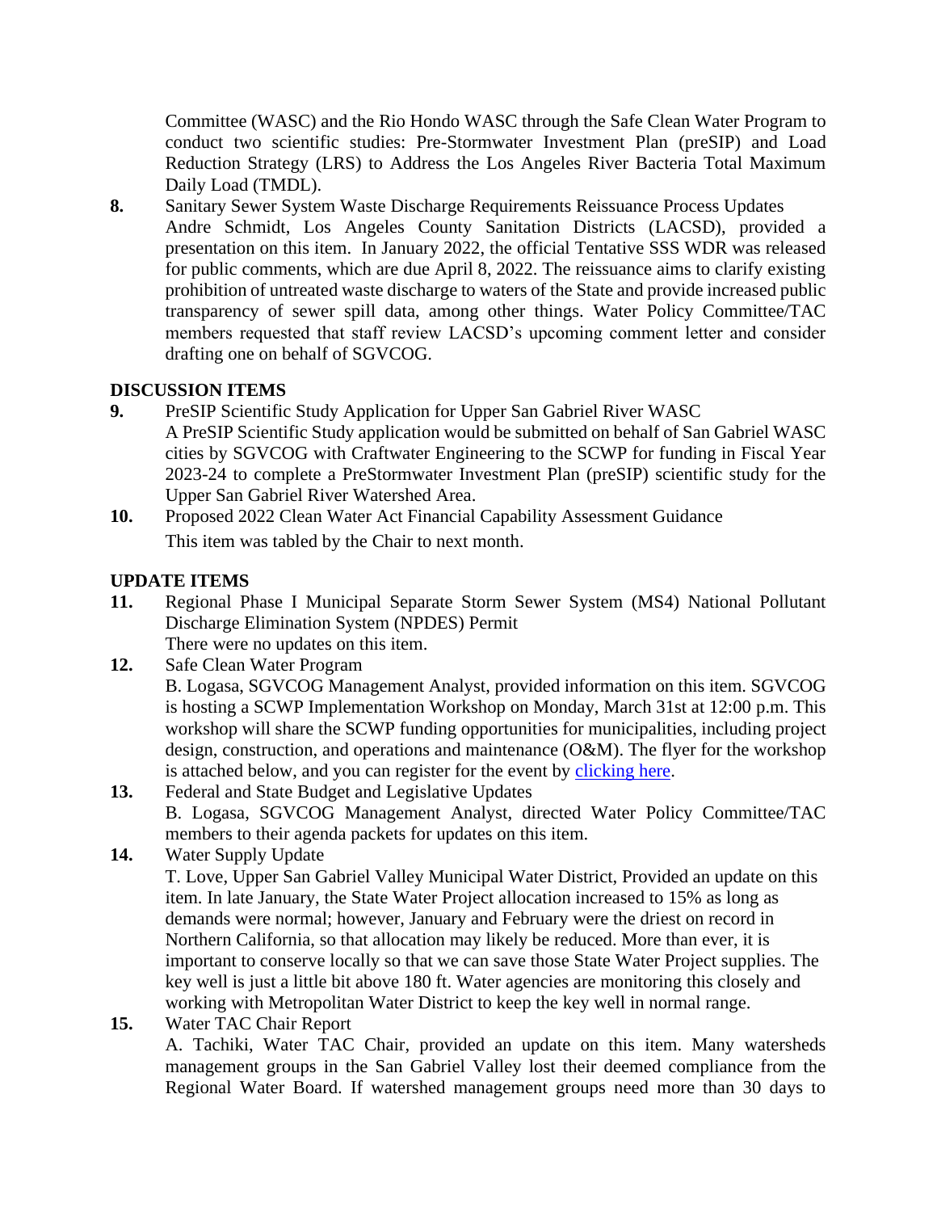Committee (WASC) and the Rio Hondo WASC through the Safe Clean Water Program to conduct two scientific studies: Pre-Stormwater Investment Plan (preSIP) and Load Reduction Strategy (LRS) to Address the Los Angeles River Bacteria Total Maximum Daily Load (TMDL).

**8.** Sanitary Sewer System Waste Discharge Requirements Reissuance Process Updates
Andre Schmidt, Los Angeles County Sanitation Districts (LACSD), provided a presentation on this item. In January 2022, the official Tentative SSS WDR was released for public comments, which are due April 8, 2022. The reissuance aims to clarify existing prohibition of untreated waste discharge to waters of the State and provide increased public transparency of sewer spill data, among other things. Water Policy Committee/TAC members requested that staff review LACSD's upcoming comment letter and consider drafting one on behalf of SGVCOG.

**DISCUSSION ITEMS**

**9.** PreSIP Scientific Study Application for Upper San Gabriel River WASC
A PreSIP Scientific Study application would be submitted on behalf of San Gabriel WASC cities by SGVCOG with Craftwater Engineering to the SCWP for funding in Fiscal Year 2023-24 to complete a PreStormwater Investment Plan (preSIP) scientific study for the Upper San Gabriel River Watershed Area.

**10.** Proposed 2022 Clean Water Act Financial Capability Assessment Guidance
This item was tabled by the Chair to next month.

**UPDATE ITEMS**

**11.** Regional Phase I Municipal Separate Storm Sewer System (MS4) National Pollutant Discharge Elimination System (NPDES) Permit
There were no updates on this item.

**12.** Safe Clean Water Program
B. Logasa, SGVCOG Management Analyst, provided information on this item. SGVCOG is hosting a SCWP Implementation Workshop on Monday, March 31st at 12:00 p.m. This workshop will share the SCWP funding opportunities for municipalities, including project design, construction, and operations and maintenance (O&M). The flyer for the workshop is attached below, and you can register for the event by clicking here.

**13.** Federal and State Budget and Legislative Updates
B. Logasa, SGVCOG Management Analyst, directed Water Policy Committee/TAC members to their agenda packets for updates on this item.

**14.** Water Supply Update
T. Love, Upper San Gabriel Valley Municipal Water District, Provided an update on this item. In late January, the State Water Project allocation increased to 15% as long as demands were normal; however, January and February were the driest on record in Northern California, so that allocation may likely be reduced. More than ever, it is important to conserve locally so that we can save those State Water Project supplies. The key well is just a little bit above 180 ft. Water agencies are monitoring this closely and working with Metropolitan Water District to keep the key well in normal range.

**15.** Water TAC Chair Report
A. Tachiki, Water TAC Chair, provided an update on this item. Many watersheds management groups in the San Gabriel Valley lost their deemed compliance from the Regional Water Board. If watershed management groups need more than 30 days to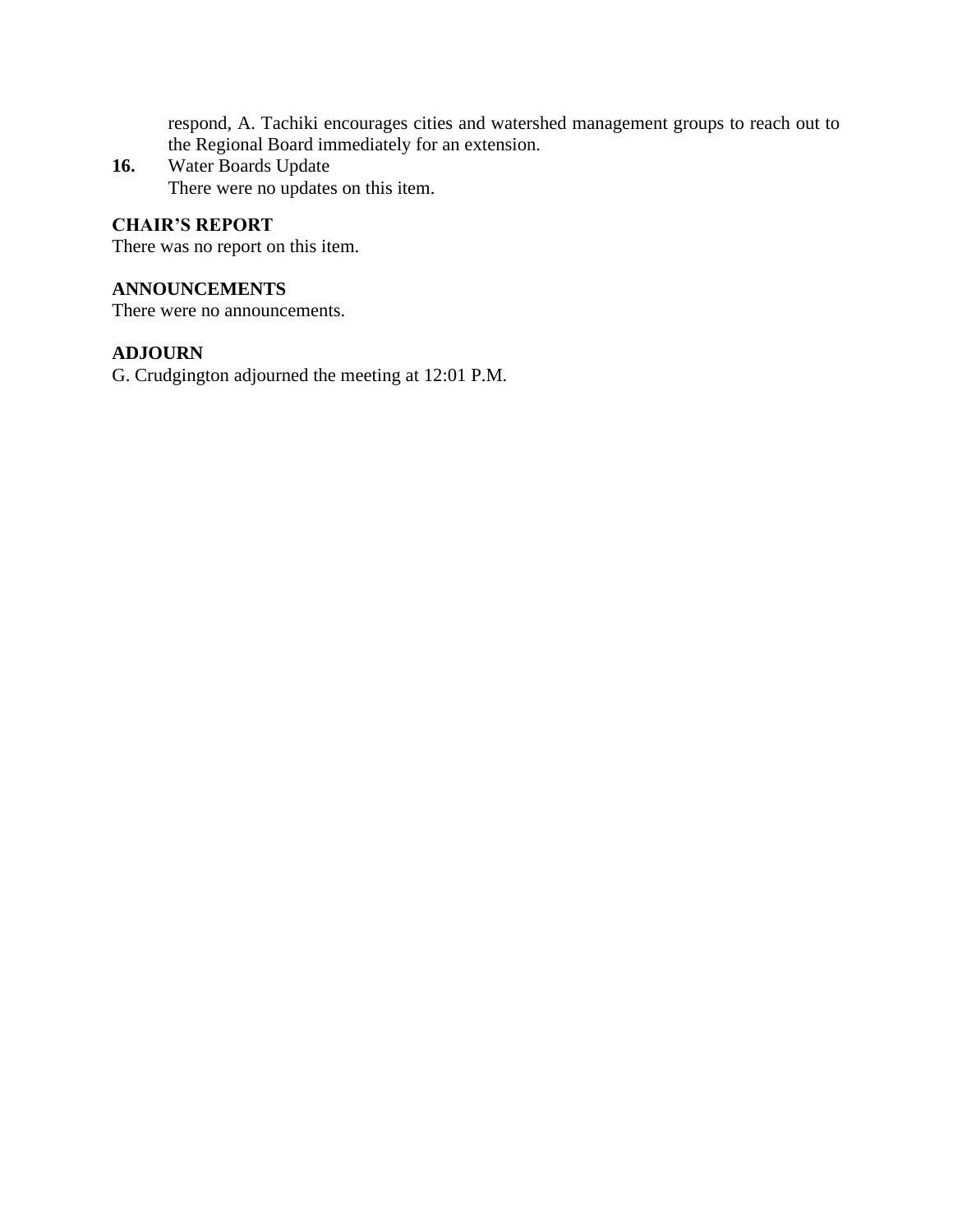respond, A. Tachiki encourages cities and watershed management groups to reach out to the Regional Board immediately for an extension.

**16.** Water Boards Update

There were no updates on this item.

**CHAIR'S REPORT**

There was no report on this item.

**ANNOUNCEMENTS**

There were no announcements.

**ADJOURN**

G. Crudgington adjourned the meeting at 12:01 P.M.